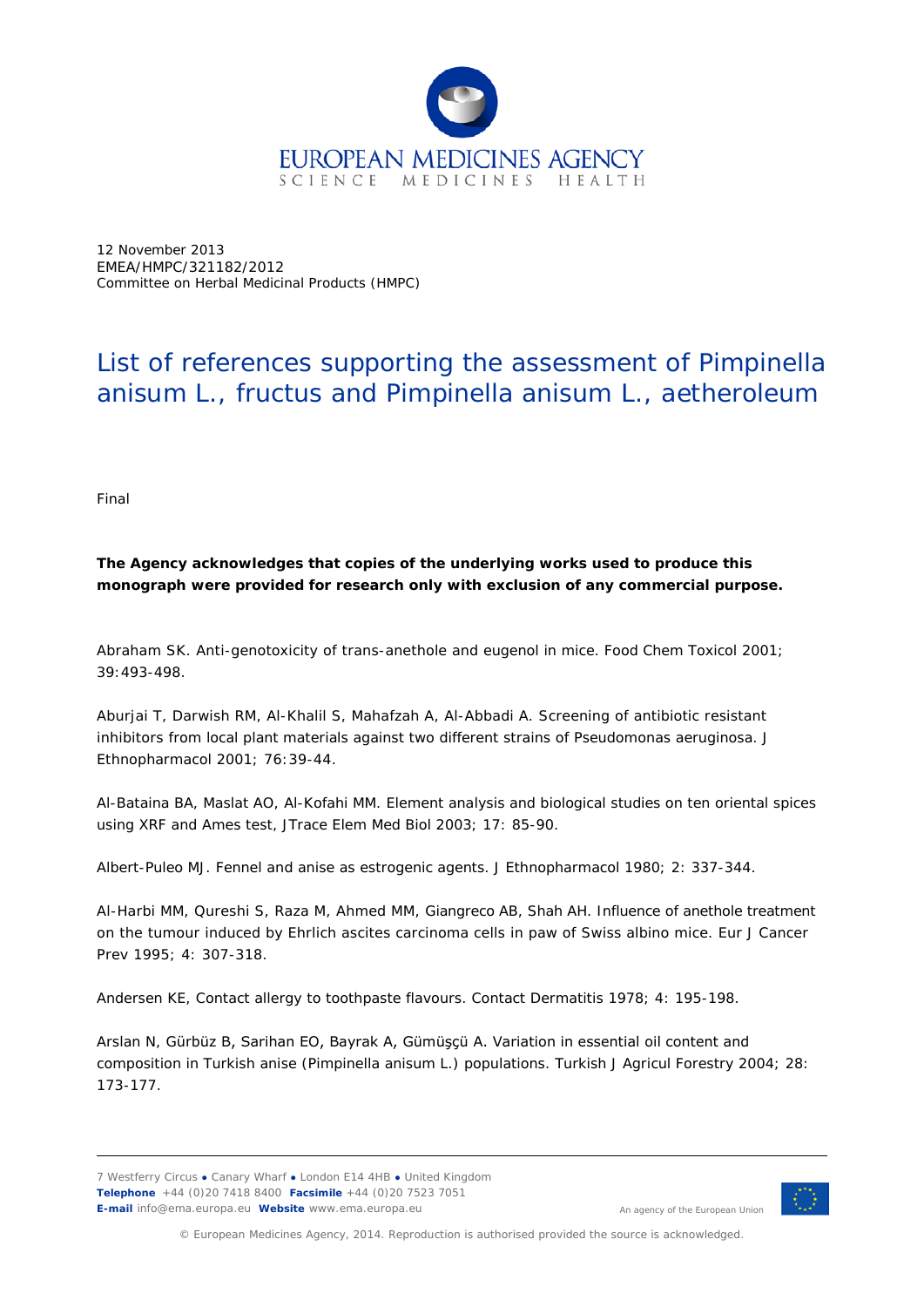EUROPEAN MEDICINES AGENCY
SCIENCE MEDICINES HEALTH

12 November 2013
EMEA/HMPC/321182/2012
Committee on Herbal Medicinal Products (HMPC)

# List of references supporting the assessment of Pimpinella anisum L., fructus and Pimpinella anisum L., aetheroleum

Final

**The Agency acknowledges that copies of the underlying works used to produce this monograph were provided for research only with exclusion of any commercial purpose.**

Abraham SK. Anti-genotoxicity of trans-anethole and eugenol in mice. Food Chem Toxicol 2001; 39:493-498.

Aburjai T, Darwish RM, Al-Khalil S, Mahafzah A, Al-Abbadi A. Screening of antibiotic resistant inhibitors from local plant materials against two different strains of Pseudomonas aeruginosa. J Ethnopharmacol 2001; 76:39-44.

Al-Bataina BA, Maslat AO, Al-Kofahi MM. Element analysis and biological studies on ten oriental spices using XRF and Ames test, JTrace Elem Med Biol 2003; 17: 85-90.

Albert-Puleo MJ. Fennel and anise as estrogenic agents. J Ethnopharmacol 1980; 2: 337-344.

Al-Harbi MM, Qureshi S, Raza M, Ahmed MM, Giangreco AB, Shah AH. Influence of anethole treatment on the tumour induced by Ehrlich ascites carcinoma cells in paw of Swiss albino mice. Eur J Cancer Prev 1995; 4: 307-318.

Andersen KE, Contact allergy to toothpaste flavours. Contact Dermatitis 1978; 4: 195-198.

Arslan N, Gürbüz B, Sarihan EO, Bayrak A, Gümüşçü A. Variation in essential oil content and composition in Turkish anise (Pimpinella anisum L.) populations. Turkish J Agricul Forestry 2004; 28: 173-177.

7 Westferry Circus ● Canary Wharf ● London E14 4HB ● United Kingdom
**Telephone** +44 (0)20 7418 8400 **Facsimile** +44 (0)20 7523 7051
**E-mail** info@ema.europa.eu **Website** www.ema.europa.eu

An agency of the European Union

© European Medicines Agency, 2014. Reproduction is authorised provided the source is acknowledged.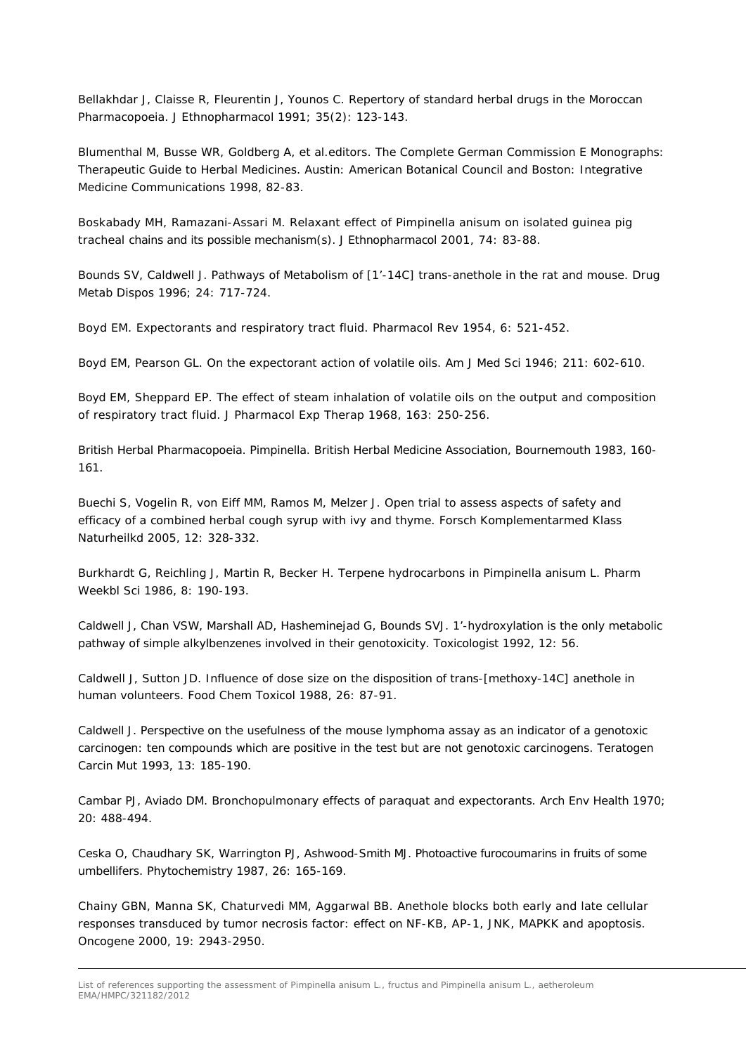Bellakhdar J, Claisse R, Fleurentin J, Younos C. Repertory of standard herbal drugs in the Moroccan Pharmacopoeia. J Ethnopharmacol 1991; 35(2): 123-143.

Blumenthal M, Busse WR, Goldberg A, et al.editors. The Complete German Commission E Monographs: Therapeutic Guide to Herbal Medicines. Austin: American Botanical Council and Boston: Integrative Medicine Communications 1998, 82-83.

Boskabady MH, Ramazani-Assari M. Relaxant effect of Pimpinella anisum on isolated guinea pig tracheal chains and its possible mechanism(s). J Ethnopharmacol 2001, 74: 83-88.

Bounds SV, Caldwell J. Pathways of Metabolism of [1'-14C] trans-anethole in the rat and mouse. Drug Metab Dispos 1996; 24: 717-724.

Boyd EM. Expectorants and respiratory tract fluid. Pharmacol Rev 1954, 6: 521-452.

Boyd EM, Pearson GL. On the expectorant action of volatile oils. Am J Med Sci 1946; 211: 602-610.

Boyd EM, Sheppard EP. The effect of steam inhalation of volatile oils on the output and composition of respiratory tract fluid. J Pharmacol Exp Therap 1968, 163: 250-256.

British Herbal Pharmacopoeia. Pimpinella. British Herbal Medicine Association, Bournemouth 1983, 160-161.

Buechi S, Vogelin R, von Eiff MM, Ramos M, Melzer J. Open trial to assess aspects of safety and efficacy of a combined herbal cough syrup with ivy and thyme. Forsch Komplementarmed Klass Naturheilkd 2005, 12: 328-332.

Burkhardt G, Reichling J, Martin R, Becker H. Terpene hydrocarbons in Pimpinella anisum L. Pharm Weekbl Sci 1986, 8: 190-193.

Caldwell J, Chan VSW, Marshall AD, Hasheminejad G, Bounds SVJ. 1'-hydroxylation is the only metabolic pathway of simple alkylbenzenes involved in their genotoxicity. Toxicologist 1992, 12: 56.

Caldwell J, Sutton JD. Influence of dose size on the disposition of trans-[methoxy-14C] anethole in human volunteers. Food Chem Toxicol 1988, 26: 87-91.

Caldwell J. Perspective on the usefulness of the mouse lymphoma assay as an indicator of a genotoxic carcinogen: ten compounds which are positive in the test but are not genotoxic carcinogens. Teratogen Carcin Mut 1993, 13: 185-190.

Cambar PJ, Aviado DM. Bronchopulmonary effects of paraquat and expectorants. Arch Env Health 1970; 20: 488-494.

Ceska O, Chaudhary SK, Warrington PJ, Ashwood-Smith MJ. Photoactive furocoumarins in fruits of some umbellifers. Phytochemistry 1987, 26: 165-169.

Chainy GBN, Manna SK, Chaturvedi MM, Aggarwal BB. Anethole blocks both early and late cellular responses transduced by tumor necrosis factor: effect on NF-KB, AP-1, JNK, MAPKK and apoptosis. Oncogene 2000, 19: 2943-2950.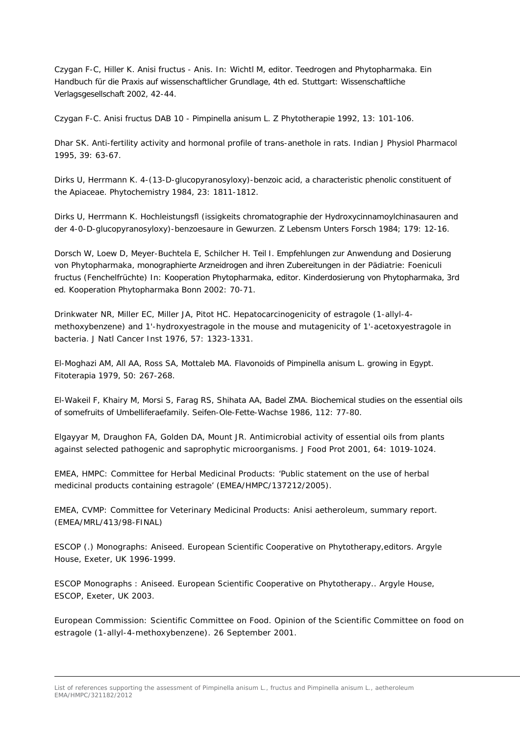Czygan F-C, Hiller K. Anisi fructus - Anis. In: Wichtl M, editor. Teedrogen and Phytopharmaka. Ein Handbuch für die Praxis auf wissenschaftlicher Grundlage, 4th ed. Stuttgart: Wissenschaftliche Verlagsgesellschaft 2002, 42-44.

Czygan F-C. Anisi fructus DAB 10 - Pimpinella anisum L. Z Phytotherapie 1992, 13: 101-106.

Dhar SK. Anti-fertility activity and hormonal profile of trans-anethole in rats. Indian J Physiol Pharmacol 1995, 39: 63-67.

Dirks U, Herrmann K. 4-(13-D-glucopyranosyloxy)-benzoic acid, a characteristic phenolic constituent of the Apiaceae. Phytochemistry 1984, 23: 1811-1812.

Dirks U, Herrmann K. Hochleistungsfl (issigkeits chromatographie der Hydroxycinnamoylchinasauren and der 4-0-D-glucopyranosyloxy)-benzoesaure in Gewurzen. Z Lebensm Unters Forsch 1984; 179: 12-16.

Dorsch W, Loew D, Meyer-Buchtela E, Schilcher H. Teil I. Empfehlungen zur Anwendung and Dosierung von Phytopharmaka, monographierte Arzneidrogen and ihren Zubereitungen in der Pädiatrie: Foeniculi fructus (Fenchelfrüchte) In: Kooperation Phytopharmaka, editor. Kinderdosierung von Phytopharmaka, 3rd ed. Kooperation Phytopharmaka Bonn 2002: 70-71.

Drinkwater NR, Miller EC, Miller JA, Pitot HC. Hepatocarcinogenicity of estragole (1-allyl-4-methoxybenzene) and 1'-hydroxyestragole in the mouse and mutagenicity of 1'-acetoxyestragole in bacteria. J Natl Cancer Inst 1976, 57: 1323-1331.

El-Moghazi AM, All AA, Ross SA, Mottaleb MA. Flavonoids of Pimpinella anisum L. growing in Egypt. Fitoterapia 1979, 50: 267-268.

El-Wakeil F, Khairy M, Morsi S, Farag RS, Shihata AA, Badel ZMA. Biochemical studies on the essential oils of somefruits of Umbelliferaefamily. Seifen-Ole-Fette-Wachse 1986, 112: 77-80.

Elgayyar M, Draughon FA, Golden DA, Mount JR. Antimicrobial activity of essential oils from plants against selected pathogenic and saprophytic microorganisms. J Food Prot 2001, 64: 1019-1024.

EMEA, HMPC: Committee for Herbal Medicinal Products: 'Public statement on the use of herbal medicinal products containing estragole' (EMEA/HMPC/137212/2005).

EMEA, CVMP: Committee for Veterinary Medicinal Products: Anisi aetheroleum, summary report. (EMEA/MRL/413/98-FINAL)

ESCOP (.) Monographs: Aniseed. European Scientific Cooperative on Phytotherapy,editors. Argyle House, Exeter, UK 1996-1999.

ESCOP Monographs : Aniseed. European Scientific Cooperative on Phytotherapy.. Argyle House, ESCOP, Exeter, UK 2003.

European Commission: Scientific Committee on Food. Opinion of the Scientific Committee on food on estragole (1-allyl-4-methoxybenzene). 26 September 2001.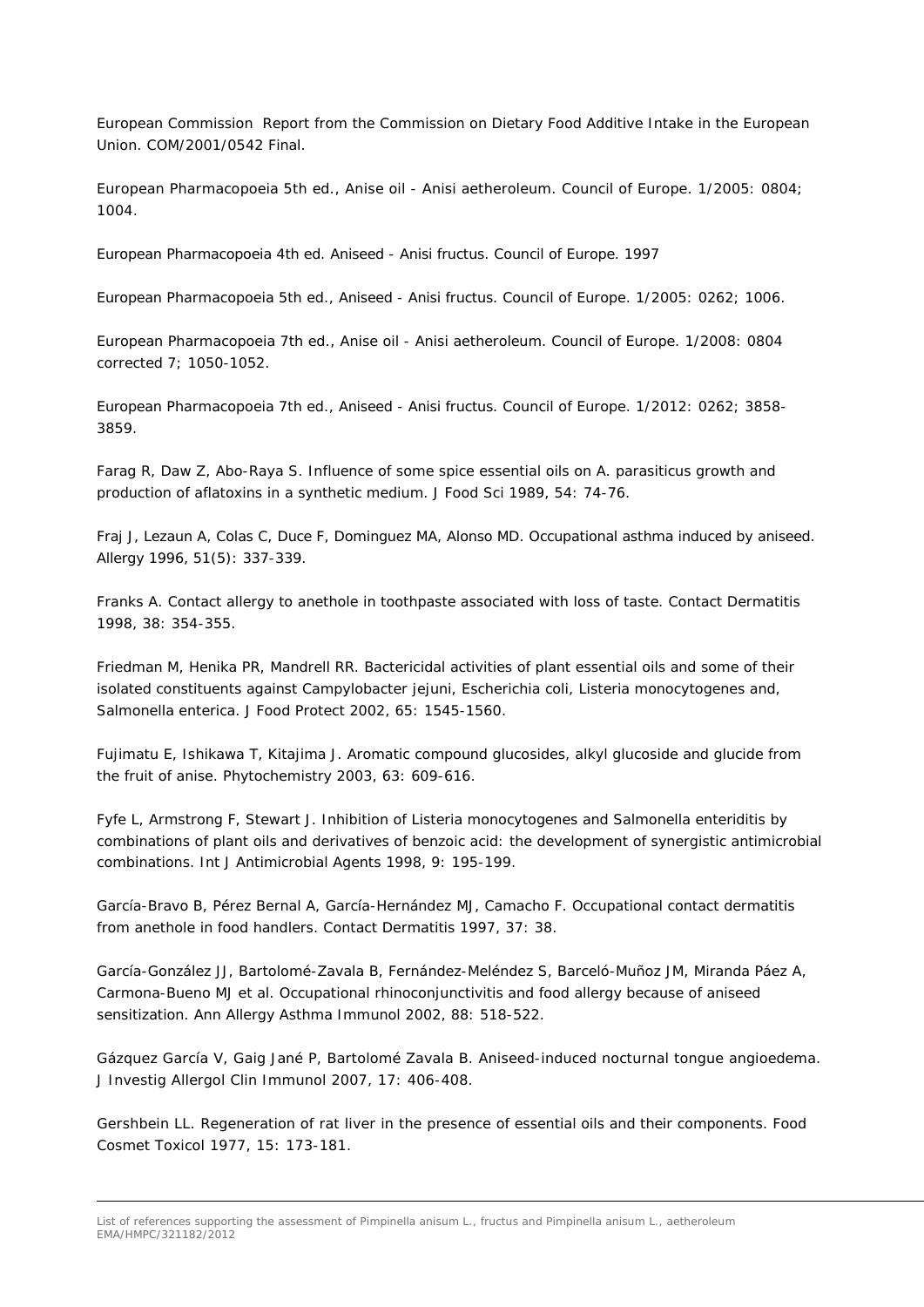European Commission Report from the Commission on Dietary Food Additive Intake in the European Union. COM/2001/0542 Final.

European Pharmacopoeia 5th ed., Anise oil - Anisi aetheroleum. Council of Europe. 1/2005: 0804; 1004.

European Pharmacopoeia 4th ed. Aniseed - Anisi fructus. Council of Europe. 1997

European Pharmacopoeia 5th ed., Aniseed - Anisi fructus. Council of Europe. 1/2005: 0262; 1006.

European Pharmacopoeia 7th ed., Anise oil - Anisi aetheroleum. Council of Europe. 1/2008: 0804 corrected 7; 1050-1052.

European Pharmacopoeia 7th ed., Aniseed - Anisi fructus. Council of Europe. 1/2012: 0262; 3858-3859.

Farag R, Daw Z, Abo-Raya S. Influence of some spice essential oils on A. parasiticus growth and production of aflatoxins in a synthetic medium. J Food Sci 1989, 54: 74-76.

Fraj J, Lezaun A, Colas C, Duce F, Dominguez MA, Alonso MD. Occupational asthma induced by aniseed. Allergy 1996, 51(5): 337-339.

Franks A. Contact allergy to anethole in toothpaste associated with loss of taste. Contact Dermatitis 1998, 38: 354-355.

Friedman M, Henika PR, Mandrell RR. Bactericidal activities of plant essential oils and some of their isolated constituents against Campylobacter jejuni, Escherichia coli, Listeria monocytogenes and, Salmonella enterica. J Food Protect 2002, 65: 1545-1560.

Fujimatu E, Ishikawa T, Kitajima J. Aromatic compound glucosides, alkyl glucoside and glucide from the fruit of anise. Phytochemistry 2003, 63: 609-616.

Fyfe L, Armstrong F, Stewart J. Inhibition of Listeria monocytogenes and Salmonella enteriditis by combinations of plant oils and derivatives of benzoic acid: the development of synergistic antimicrobial combinations. Int J Antimicrobial Agents 1998, 9: 195-199.

García-Bravo B, Pérez Bernal A, García-Hernández MJ, Camacho F. Occupational contact dermatitis from anethole in food handlers. Contact Dermatitis 1997, 37: 38.

García-González JJ, Bartolomé-Zavala B, Fernández-Meléndez S, Barceló-Muñoz JM, Miranda Páez A, Carmona-Bueno MJ et al. Occupational rhinoconjunctivitis and food allergy because of aniseed sensitization. Ann Allergy Asthma Immunol 2002, 88: 518-522.

Gázquez García V, Gaig Jané P, Bartolomé Zavala B. Aniseed-induced nocturnal tongue angioedema. J Investig Allergol Clin Immunol 2007, 17: 406-408.

Gershbein LL. Regeneration of rat liver in the presence of essential oils and their components. Food Cosmet Toxicol 1977, 15: 173-181.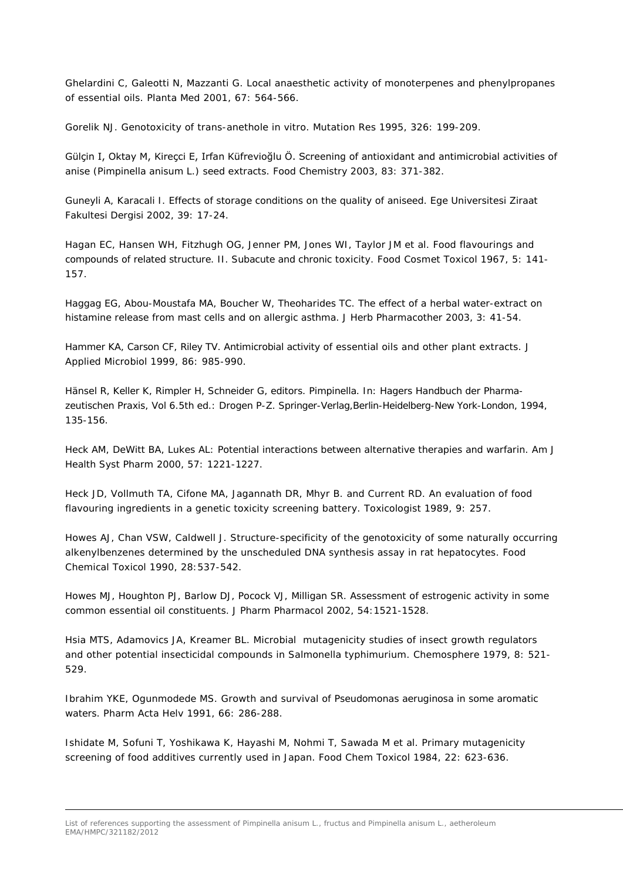Ghelardini C, Galeotti N, Mazzanti G. Local anaesthetic activity of monoterpenes and phenylpropanes of essential oils. Planta Med 2001, 67: 564-566.

Gorelik NJ. Genotoxicity of trans-anethole in vitro. Mutation Res 1995, 326: 199-209.

Gülçin I, Oktay M, Kireçci E, Irfan Küfrevioğlu Ö. Screening of antioxidant and antimicrobial activities of anise (Pimpinella anisum L.) seed extracts. Food Chemistry 2003, 83: 371-382.

Guneyli A, Karacali I. Effects of storage conditions on the quality of aniseed. Ege Universitesi Ziraat Fakultesi Dergisi 2002, 39: 17-24.

Hagan EC, Hansen WH, Fitzhugh OG, Jenner PM, Jones WI, Taylor JM et al. Food flavourings and compounds of related structure. II. Subacute and chronic toxicity. Food Cosmet Toxicol 1967, 5: 141-157.

Haggag EG, Abou-Moustafa MA, Boucher W, Theoharides TC. The effect of a herbal water-extract on histamine release from mast cells and on allergic asthma. J Herb Pharmacother 2003, 3: 41-54.

Hammer KA, Carson CF, Riley TV. Antimicrobial activity of essential oils and other plant extracts. J Applied Microbiol 1999, 86: 985-990.

Hänsel R, Keller K, Rimpler H, Schneider G, editors. Pimpinella. In: Hagers Handbuch der Pharmazeutischen Praxis, Vol 6.5th ed.: Drogen P-Z. Springer-Verlag,Berlin-Heidelberg-New York-London, 1994, 135-156.

Heck AM, DeWitt BA, Lukes AL: Potential interactions between alternative therapies and warfarin. Am J Health Syst Pharm 2000, 57: 1221-1227.

Heck JD, Vollmuth TA, Cifone MA, Jagannath DR, Mhyr B. and Current RD. An evaluation of food flavouring ingredients in a genetic toxicity screening battery. Toxicologist 1989, 9: 257.

Howes AJ, Chan VSW, Caldwell J. Structure-specificity of the genotoxicity of some naturally occurring alkenylbenzenes determined by the unscheduled DNA synthesis assay in rat hepatocytes. Food Chemical Toxicol 1990, 28:537-542.

Howes MJ, Houghton PJ, Barlow DJ, Pocock VJ, Milligan SR. Assessment of estrogenic activity in some common essential oil constituents. J Pharm Pharmacol 2002, 54:1521-1528.

Hsia MTS, Adamovics JA, Kreamer BL. Microbial mutagenicity studies of insect growth regulators and other potential insecticidal compounds in Salmonella typhimurium. Chemosphere 1979, 8: 521-529.

Ibrahim YKE, Ogunmodede MS. Growth and survival of Pseudomonas aeruginosa in some aromatic waters. Pharm Acta Helv 1991, 66: 286-288.

Ishidate M, Sofuni T, Yoshikawa K, Hayashi M, Nohmi T, Sawada M et al. Primary mutagenicity screening of food additives currently used in Japan. Food Chem Toxicol 1984, 22: 623-636.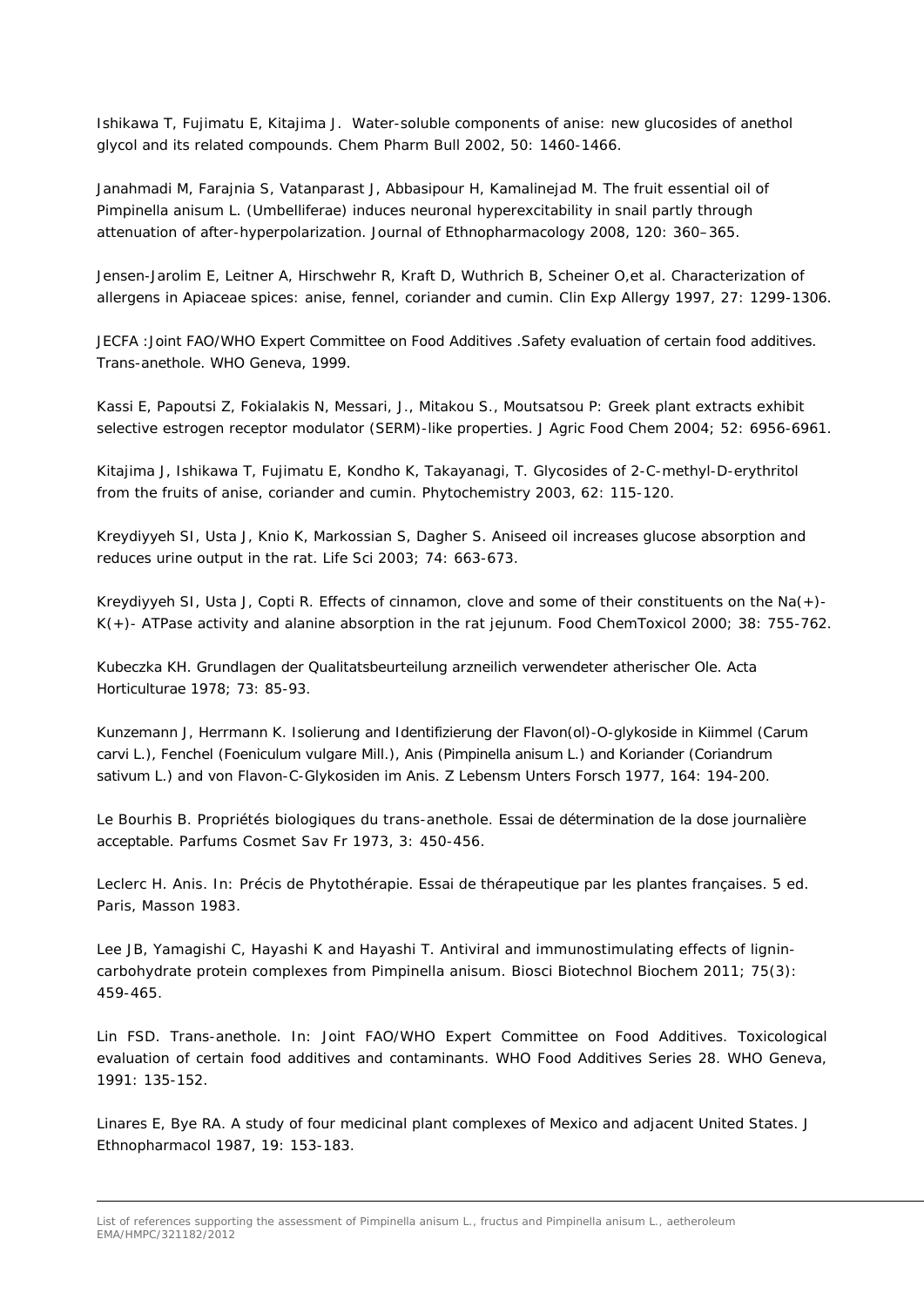Ishikawa T, Fujimatu E, Kitajima J. Water-soluble components of anise: new glucosides of anethol glycol and its related compounds. Chem Pharm Bull 2002, 50: 1460-1466.

Janahmadi M, Farajnia S, Vatanparast J, Abbasipour H, Kamalinejad M. The fruit essential oil of Pimpinella anisum L. (Umbelliferae) induces neuronal hyperexcitability in snail partly through attenuation of after-hyperpolarization. Journal of Ethnopharmacology 2008, 120: 360–365.

Jensen-Jarolim E, Leitner A, Hirschwehr R, Kraft D, Wuthrich B, Scheiner O,et al. Characterization of allergens in Apiaceae spices: anise, fennel, coriander and cumin. Clin Exp Allergy 1997, 27: 1299-1306.

JECFA :Joint FAO/WHO Expert Committee on Food Additives .Safety evaluation of certain food additives. Trans-anethole. WHO Geneva, 1999.

Kassi E, Papoutsi Z, Fokialakis N, Messari, J., Mitakou S., Moutsatsou P: Greek plant extracts exhibit selective estrogen receptor modulator (SERM)-like properties. J Agric Food Chem 2004; 52: 6956-6961.

Kitajima J, Ishikawa T, Fujimatu E, Kondho K, Takayanagi, T. Glycosides of 2-C-methyl-D-erythritol from the fruits of anise, coriander and cumin. Phytochemistry 2003, 62: 115-120.

Kreydiyyeh SI, Usta J, Knio K, Markossian S, Dagher S. Aniseed oil increases glucose absorption and reduces urine output in the rat. Life Sci 2003; 74: 663-673.

Kreydiyyeh SI, Usta J, Copti R. Effects of cinnamon, clove and some of their constituents on the Na(+)-K(+)- ATPase activity and alanine absorption in the rat jejunum. Food ChemToxicol 2000; 38: 755-762.

Kubeczka KH. Grundlagen der Qualitatsbeurteilung arzneilich verwendeter atherischer Ole. Acta Horticulturae 1978; 73: 85-93.

Kunzemann J, Herrmann K. Isolierung and Identifizierung der Flavon(ol)-O-glykoside in Kiimmel (Carum carvi L.), Fenchel (Foeniculum vulgare Mill.), Anis (Pimpinella anisum L.) and Koriander (Coriandrum sativum L.) and von Flavon-C-Glykosiden im Anis. Z Lebensm Unters Forsch 1977, 164: 194-200.

Le Bourhis B. Propriétés biologiques du trans-anethole. Essai de détermination de la dose journalière acceptable. Parfums Cosmet Sav Fr 1973, 3: 450-456.

Leclerc H. Anis. In: Précis de Phytothérapie. Essai de thérapeutique par les plantes françaises. 5 ed. Paris, Masson 1983.

Lee JB, Yamagishi C, Hayashi K and Hayashi T. Antiviral and immunostimulating effects of lignin-carbohydrate protein complexes from Pimpinella anisum. Biosci Biotechnol Biochem 2011; 75(3): 459-465.

Lin FSD. Trans-anethole. In: Joint FAO/WHO Expert Committee on Food Additives. Toxicological evaluation of certain food additives and contaminants. WHO Food Additives Series 28. WHO Geneva, 1991: 135-152.

Linares E, Bye RA. A study of four medicinal plant complexes of Mexico and adjacent United States. J Ethnopharmacol 1987, 19: 153-183.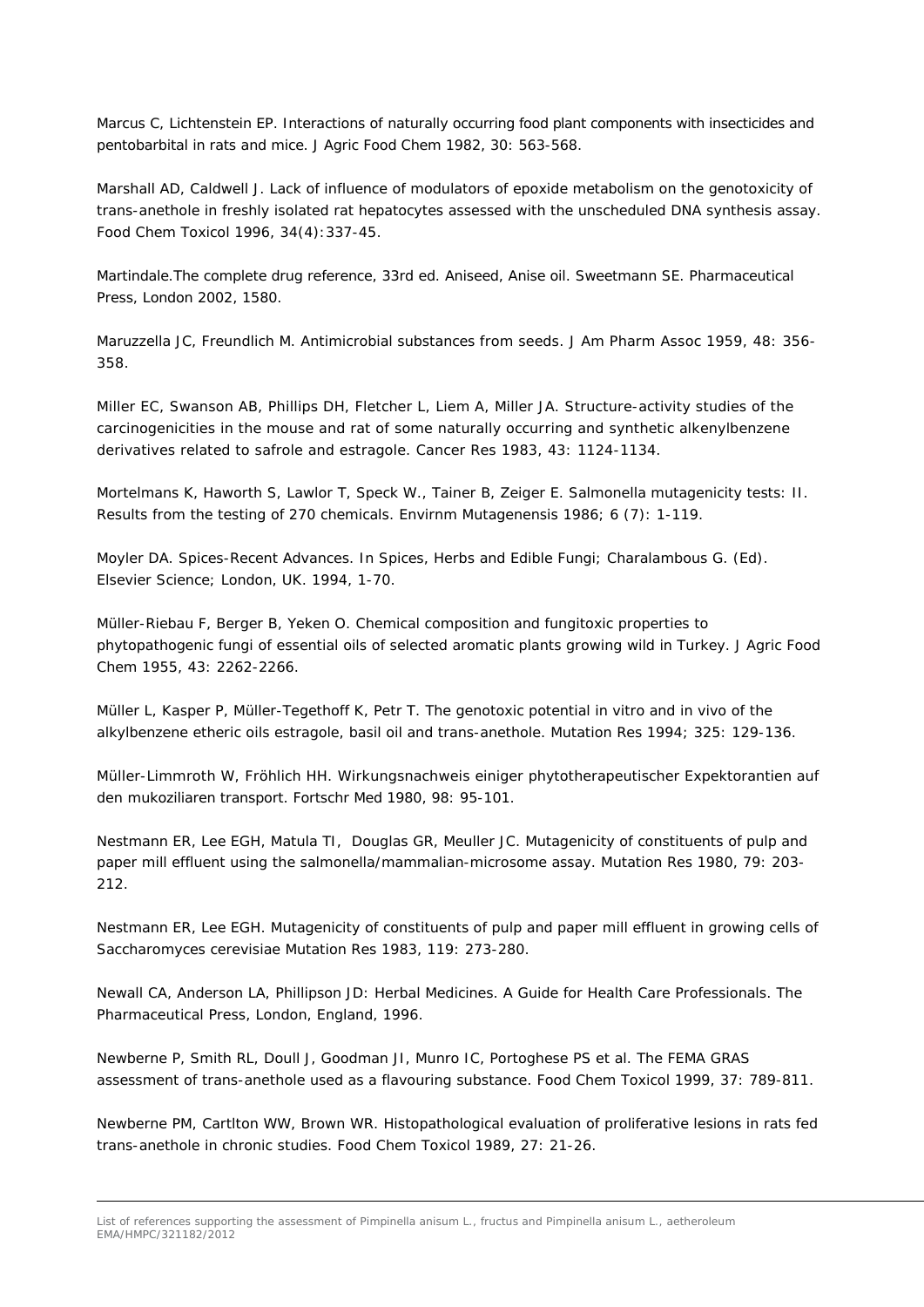Marcus C, Lichtenstein EP. Interactions of naturally occurring food plant components with insecticides and pentobarbital in rats and mice. J Agric Food Chem 1982, 30: 563-568.

Marshall AD, Caldwell J. Lack of influence of modulators of epoxide metabolism on the genotoxicity of trans-anethole in freshly isolated rat hepatocytes assessed with the unscheduled DNA synthesis assay. Food Chem Toxicol 1996, 34(4):337-45.

Martindale.The complete drug reference, 33rd ed. Aniseed, Anise oil. Sweetmann SE. Pharmaceutical Press, London 2002, 1580.

Maruzzella JC, Freundlich M. Antimicrobial substances from seeds. J Am Pharm Assoc 1959, 48: 356-358.

Miller EC, Swanson AB, Phillips DH, Fletcher L, Liem A, Miller JA. Structure-activity studies of the carcinogenicities in the mouse and rat of some naturally occurring and synthetic alkenylbenzene derivatives related to safrole and estragole. Cancer Res 1983, 43: 1124-1134.

Mortelmans K, Haworth S, Lawlor T, Speck W., Tainer B, Zeiger E. Salmonella mutagenicity tests: II. Results from the testing of 270 chemicals. Envirnm Mutagenensis 1986; 6 (7): 1-119.

Moyler DA. Spices-Recent Advances. In Spices, Herbs and Edible Fungi; Charalambous G. (Ed). Elsevier Science; London, UK. 1994, 1-70.

Müller-Riebau F, Berger B, Yeken O. Chemical composition and fungitoxic properties to phytopathogenic fungi of essential oils of selected aromatic plants growing wild in Turkey. J Agric Food Chem 1955, 43: 2262-2266.

Müller L, Kasper P, Müller-Tegethoff K, Petr T. The genotoxic potential in vitro and in vivo of the alkylbenzene etheric oils estragole, basil oil and trans-anethole. Mutation Res 1994; 325: 129-136.

Müller-Limmroth W, Fröhlich HH. Wirkungsnachweis einiger phytotherapeutischer Expektorantien auf den mukoziliaren transport. Fortschr Med 1980, 98: 95-101.

Nestmann ER, Lee EGH, Matula TI, Douglas GR, Meuller JC. Mutagenicity of constituents of pulp and paper mill effluent using the salmonella/mammalian-microsome assay. Mutation Res 1980, 79: 203-212.

Nestmann ER, Lee EGH. Mutagenicity of constituents of pulp and paper mill effluent in growing cells of Saccharomyces cerevisiae Mutation Res 1983, 119: 273-280.

Newall CA, Anderson LA, Phillipson JD: Herbal Medicines. A Guide for Health Care Professionals. The Pharmaceutical Press, London, England, 1996.

Newberne P, Smith RL, Doull J, Goodman JI, Munro IC, Portoghese PS et al. The FEMA GRAS assessment of trans-anethole used as a flavouring substance. Food Chem Toxicol 1999, 37: 789-811.

Newberne PM, Cartlton WW, Brown WR. Histopathological evaluation of proliferative lesions in rats fed trans-anethole in chronic studies. Food Chem Toxicol 1989, 27: 21-26.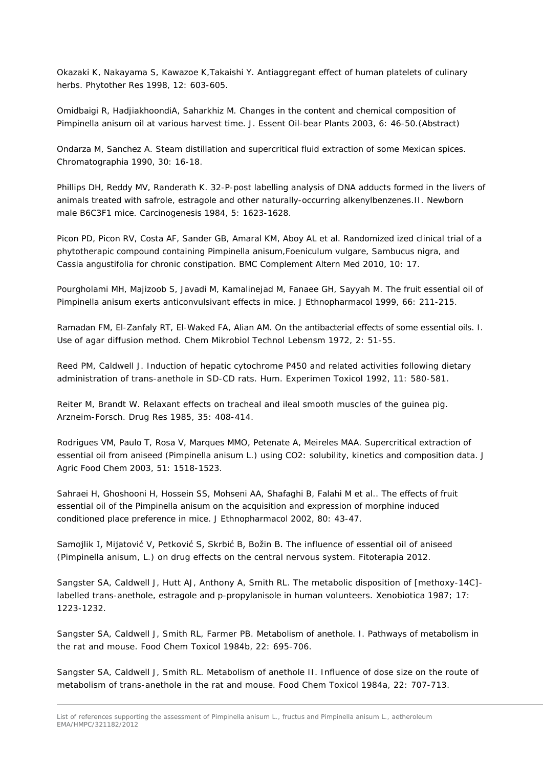Okazaki K, Nakayama S, Kawazoe K,Takaishi Y. Antiaggregant effect of human platelets of culinary herbs. Phytother Res 1998, 12: 603-605.

Omidbaigi R, HadjiakhoondiA, Saharkhiz M. Changes in the content and chemical composition of Pimpinella anisum oil at various harvest time. J. Essent Oil-bear Plants 2003, 6: 46-50.(Abstract)

Ondarza M, Sanchez A. Steam distillation and supercritical fluid extraction of some Mexican spices. Chromatographia 1990, 30: 16-18.

Phillips DH, Reddy MV, Randerath K. 32-P-post labelling analysis of DNA adducts formed in the livers of animals treated with safrole, estragole and other naturally-occurring alkenylbenzenes.II. Newborn male B6C3F1 mice. Carcinogenesis 1984, 5: 1623-1628.

Picon PD, Picon RV, Costa AF, Sander GB, Amaral KM, Aboy AL et al. Randomized ized clinical trial of a phytotherapic compound containing Pimpinella anisum,Foeniculum vulgare, Sambucus nigra, and Cassia angustifolia for chronic constipation. BMC Complement Altern Med 2010, 10: 17.

Pourgholami MH, Majizoob S, Javadi M, Kamalinejad M, Fanaee GH, Sayyah M. The fruit essential oil of Pimpinella anisum exerts anticonvulsivant effects in mice. J Ethnopharmacol 1999, 66: 211-215.

Ramadan FM, El-Zanfaly RT, El-Waked FA, Alian AM. On the antibacterial effects of some essential oils. I. Use of agar diffusion method. Chem Mikrobiol Technol Lebensm 1972, 2: 51-55.

Reed PM, Caldwell J. Induction of hepatic cytochrome P450 and related activities following dietary administration of trans-anethole in SD-CD rats. Hum. Experimen Toxicol 1992, 11: 580-581.

Reiter M, Brandt W. Relaxant effects on tracheal and ileal smooth muscles of the guinea pig. Arzneim-Forsch. Drug Res 1985, 35: 408-414.

Rodrigues VM, Paulo T, Rosa V, Marques MMO, Petenate A, Meireles MAA. Supercritical extraction of essential oil from aniseed (Pimpinella anisum L.) using CO2: solubility, kinetics and composition data. J Agric Food Chem 2003, 51: 1518-1523.

Sahraei H, Ghoshooni H, Hossein SS, Mohseni AA, Shafaghi B, Falahi M et al.. The effects of fruit essential oil of the Pimpinella anisum on the acquisition and expression of morphine induced conditioned place preference in mice. J Ethnopharmacol 2002, 80: 43-47.

Samojlik I, Mijatović V, Petković S, Skrbić B, Božin B. The influence of essential oil of aniseed (Pimpinella anisum, L.) on drug effects on the central nervous system. Fitoterapia 2012.

Sangster SA, Caldwell J, Hutt AJ, Anthony A, Smith RL. The metabolic disposition of [methoxy-14C]-labelled trans-anethole, estragole and p-propylanisole in human volunteers. Xenobiotica 1987; 17: 1223-1232.

Sangster SA, Caldwell J, Smith RL, Farmer PB. Metabolism of anethole. I. Pathways of metabolism in the rat and mouse. Food Chem Toxicol 1984b, 22: 695-706.

Sangster SA, Caldwell J, Smith RL. Metabolism of anethole II. Influence of dose size on the route of metabolism of trans-anethole in the rat and mouse. Food Chem Toxicol 1984a, 22: 707-713.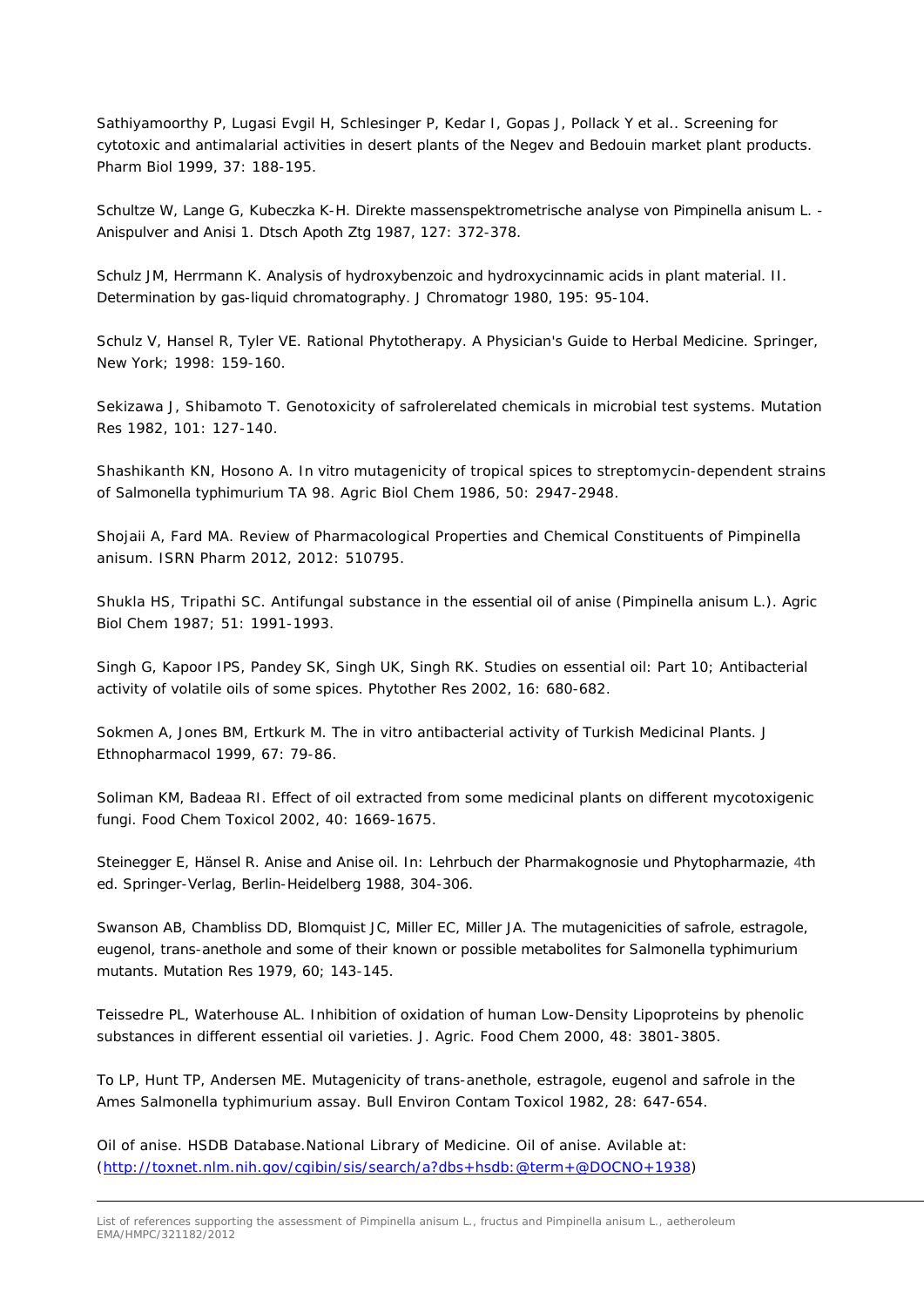Sathiyamoorthy P, Lugasi Evgil H, Schlesinger P, Kedar I, Gopas J, Pollack Y et al.. Screening for cytotoxic and antimalarial activities in desert plants of the Negev and Bedouin market plant products. Pharm Biol 1999, 37: 188-195.

Schultze W, Lange G, Kubeczka K-H. Direkte massenspektrometrische analyse von Pimpinella anisum L. -Anispulver and Anisi 1. Dtsch Apoth Ztg 1987, 127: 372-378.

Schulz JM, Herrmann K. Analysis of hydroxybenzoic and hydroxycinnamic acids in plant material. II. Determination by gas-liquid chromatography. J Chromatogr 1980, 195: 95-104.

Schulz V, Hansel R, Tyler VE. Rational Phytotherapy. A Physician's Guide to Herbal Medicine. Springer, New York; 1998: 159-160.

Sekizawa J, Shibamoto T. Genotoxicity of safrolerelated chemicals in microbial test systems. Mutation Res 1982, 101: 127-140.

Shashikanth KN, Hosono A. In vitro mutagenicity of tropical spices to streptomycin-dependent strains of Salmonella typhimurium TA 98. Agric Biol Chem 1986, 50: 2947-2948.

Shojaii A, Fard MA. Review of Pharmacological Properties and Chemical Constituents of Pimpinella anisum. ISRN Pharm 2012, 2012: 510795.

Shukla HS, Tripathi SC. Antifungal substance in the essential oil of anise (Pimpinella anisum L.). Agric Biol Chem 1987; 51: 1991-1993.

Singh G, Kapoor IPS, Pandey SK, Singh UK, Singh RK. Studies on essential oil: Part 10; Antibacterial activity of volatile oils of some spices. Phytother Res 2002, 16: 680-682.

Sokmen A, Jones BM, Ertkurk M. The in vitro antibacterial activity of Turkish Medicinal Plants. J Ethnopharmacol 1999, 67: 79-86.

Soliman KM, Badeaa RI. Effect of oil extracted from some medicinal plants on different mycotoxigenic fungi. Food Chem Toxicol 2002, 40: 1669-1675.

Steinegger E, Hänsel R. Anise and Anise oil. In: Lehrbuch der Pharmakognosie und Phytopharmazie, 4th ed. Springer-Verlag, Berlin-Heidelberg 1988, 304-306.

Swanson AB, Chambliss DD, Blomquist JC, Miller EC, Miller JA. The mutagenicities of safrole, estragole, eugenol, trans-anethole and some of their known or possible metabolites for Salmonella typhimurium mutants. Mutation Res 1979, 60; 143-145.

Teissedre PL, Waterhouse AL. Inhibition of oxidation of human Low-Density Lipoproteins by phenolic substances in different essential oil varieties. J. Agric. Food Chem 2000, 48: 3801-3805.

To LP, Hunt TP, Andersen ME. Mutagenicity of trans-anethole, estragole, eugenol and safrole in the Ames Salmonella typhimurium assay. Bull Environ Contam Toxicol 1982, 28: 647-654.

Oil of anise. HSDB Database.National Library of Medicine. Oil of anise. Avilable at: (http://toxnet.nlm.nih.gov/cgibin/sis/search/a?dbs+hsdb:@term+@DOCNO+1938)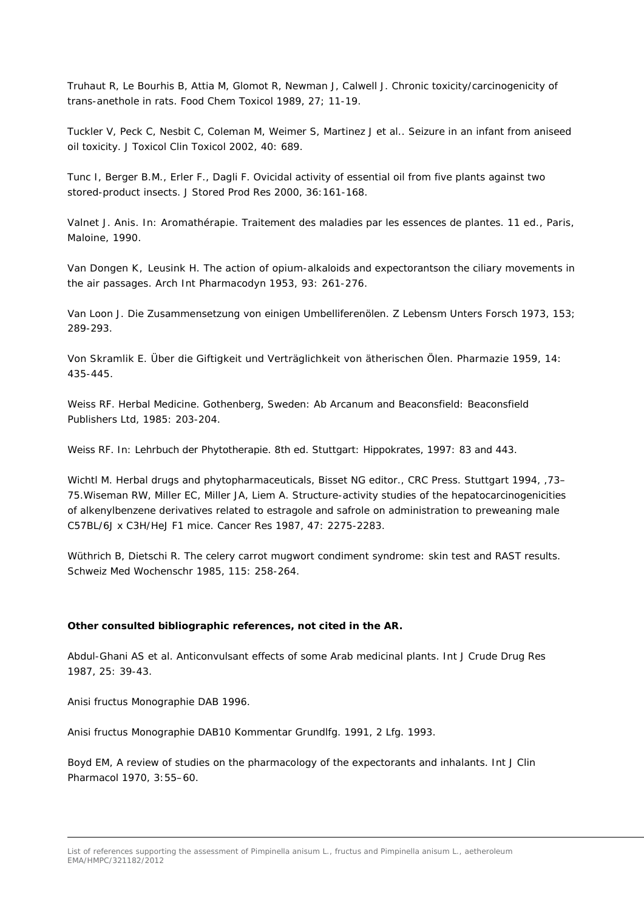Truhaut R, Le Bourhis B, Attia M, Glomot R, Newman J, Calwell J. Chronic toxicity/carcinogenicity of trans-anethole in rats. Food Chem Toxicol 1989, 27; 11-19.

Tuckler V, Peck C, Nesbit C, Coleman M, Weimer S, Martinez J et al.. Seizure in an infant from aniseed oil toxicity. J Toxicol Clin Toxicol 2002, 40: 689.

Tunc I, Berger B.M., Erler F., Dagli F. Ovicidal activity of essential oil from five plants against two stored-product insects. J Stored Prod Res 2000, 36:161-168.

Valnet J. Anis. In: Aromathérapie. Traitement des maladies par les essences de plantes. 11 ed., Paris, Maloine, 1990.

Van Dongen K, Leusink H. The action of opium-alkaloids and expectorantson the ciliary movements in the air passages. Arch Int Pharmacodyn 1953, 93: 261-276.

Van Loon J. Die Zusammensetzung von einigen Umbelliferenölen. Z Lebensm Unters Forsch 1973, 153; 289-293.

Von Skramlik E. Über die Giftigkeit und Verträglichkeit von ätherischen Ölen. Pharmazie 1959, 14: 435-445.

Weiss RF. Herbal Medicine. Gothenberg, Sweden: Ab Arcanum and Beaconsfield: Beaconsfield Publishers Ltd, 1985: 203-204.

Weiss RF. In: Lehrbuch der Phytotherapie. 8th ed. Stuttgart: Hippokrates, 1997: 83 and 443.

Wichtl M. Herbal drugs and phytopharmaceuticals, Bisset NG editor., CRC Press. Stuttgart 1994, ,73–75.Wiseman RW, Miller EC, Miller JA, Liem A. Structure-activity studies of the hepatocarcinogenicities of alkenylbenzene derivatives related to estragole and safrole on administration to preweaning male C57BL/6J x C3H/HeJ F1 mice. Cancer Res 1987, 47: 2275-2283.

Wüthrich B, Dietschi R. The celery carrot mugwort condiment syndrome: skin test and RAST results. Schweiz Med Wochenschr 1985, 115: 258-264.

**Other consulted bibliographic references, not cited in the AR.**

Abdul-Ghani AS et al. Anticonvulsant effects of some Arab medicinal plants. Int J Crude Drug Res 1987, 25: 39-43.

Anisi fructus Monographie DAB 1996.

Anisi fructus Monographie DAB10 Kommentar Grundlfg. 1991, 2 Lfg. 1993.

Boyd EM, A review of studies on the pharmacology of the expectorants and inhalants. Int J Clin Pharmacol 1970, 3:55–60.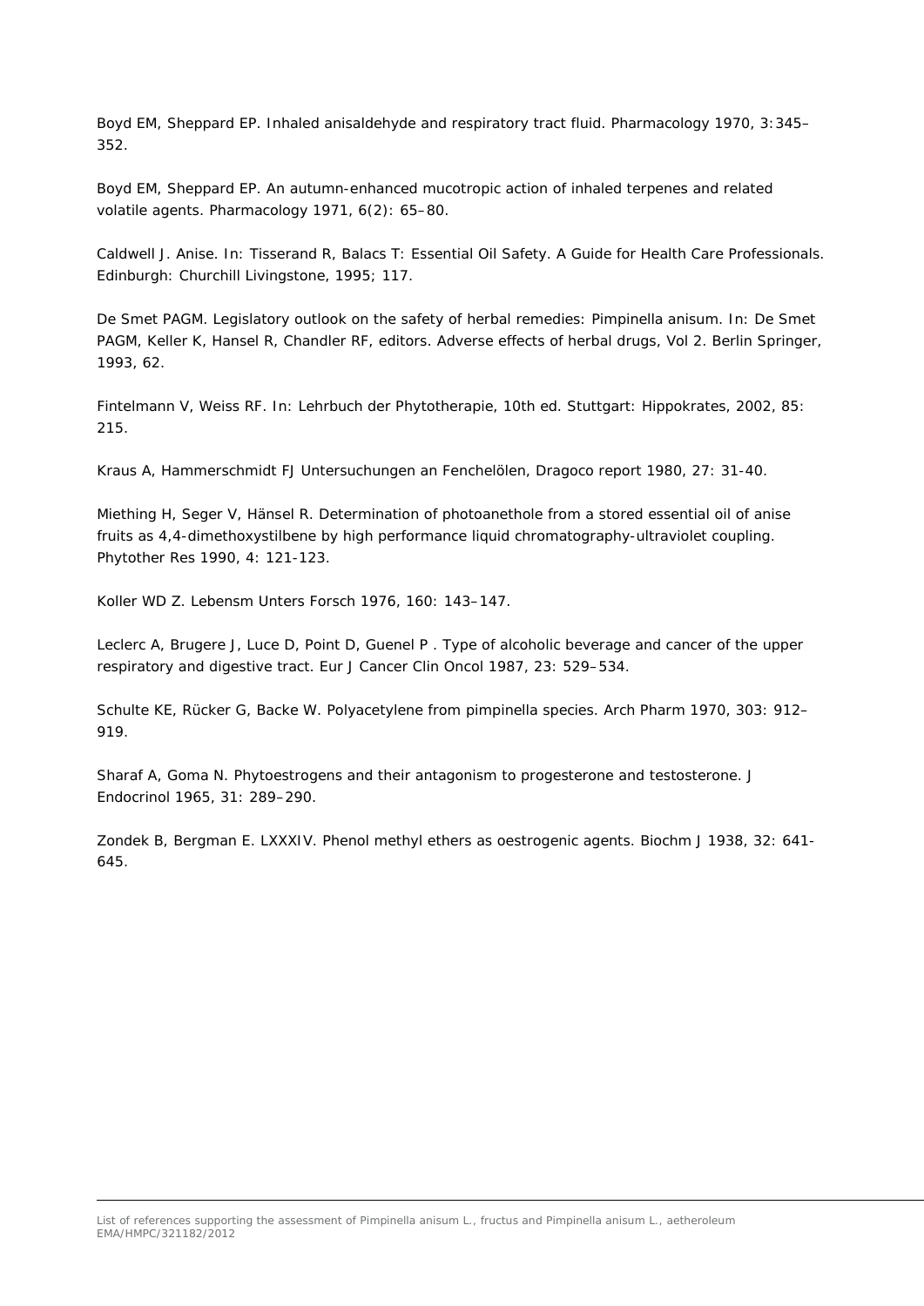Boyd EM, Sheppard EP. Inhaled anisaldehyde and respiratory tract fluid. Pharmacology 1970, 3:345–352.

Boyd EM, Sheppard EP. An autumn-enhanced mucotropic action of inhaled terpenes and related volatile agents. Pharmacology 1971, 6(2): 65–80.

Caldwell J. Anise. In: Tisserand R, Balacs T: Essential Oil Safety. A Guide for Health Care Professionals. Edinburgh: Churchill Livingstone, 1995; 117.

De Smet PAGM. Legislatory outlook on the safety of herbal remedies: Pimpinella anisum. In: De Smet PAGM, Keller K, Hansel R, Chandler RF, editors. Adverse effects of herbal drugs, Vol 2. Berlin Springer, 1993, 62.

Fintelmann V, Weiss RF. In: Lehrbuch der Phytotherapie, 10th ed. Stuttgart: Hippokrates, 2002, 85: 215.

Kraus A, Hammerschmidt FJ Untersuchungen an Fenchelölen, Dragoco report 1980, 27: 31-40.

Miething H, Seger V, Hänsel R. Determination of photoanethole from a stored essential oil of anise fruits as 4,4-dimethoxystilbene by high performance liquid chromatography-ultraviolet coupling. Phytother Res 1990, 4: 121-123.

Koller WD Z. Lebensm Unters Forsch 1976, 160: 143–147.

Leclerc A, Brugere J, Luce D, Point D, Guenel P . Type of alcoholic beverage and cancer of the upper respiratory and digestive tract. Eur J Cancer Clin Oncol 1987, 23: 529–534.

Schulte KE, Rücker G, Backe W. Polyacetylene from pimpinella species. Arch Pharm 1970, 303: 912–919.

Sharaf A, Goma N. Phytoestrogens and their antagonism to progesterone and testosterone. J Endocrinol 1965, 31: 289–290.

Zondek B, Bergman E. LXXXIV. Phenol methyl ethers as oestrogenic agents. Biochm J 1938, 32: 641-645.